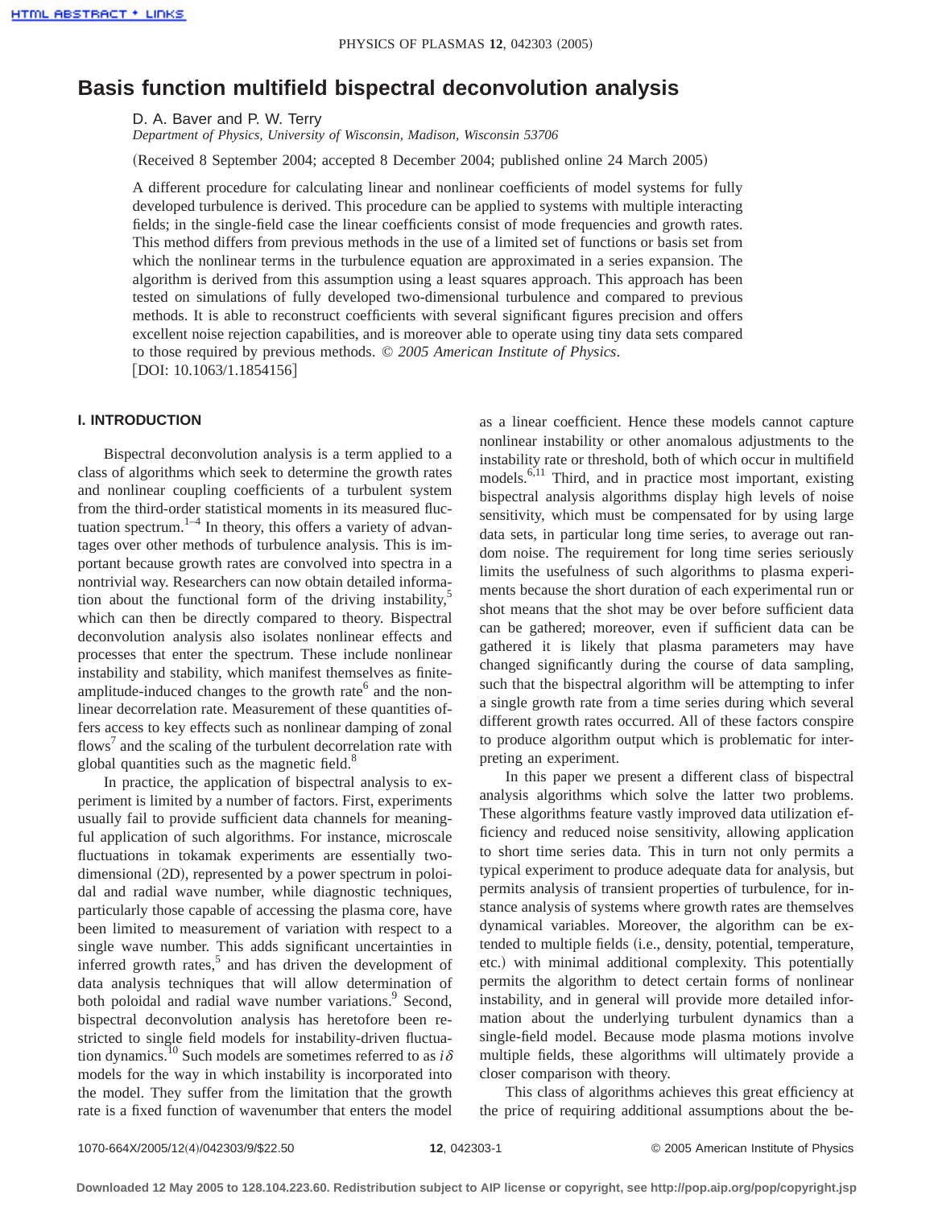# Basis function multifield bispectral deconvolution analysis

D. A. Baver and P. W. Terry

*Department of Physics, University of Wisconsin, Madison, Wisconsin 53706*

(Received 8 September 2004; accepted 8 December 2004; published online 24 March 2005)

A different procedure for calculating linear and nonlinear coefficients of model systems for fully developed turbulence is derived. This procedure can be applied to systems with multiple interacting fields; in the single-field case the linear coefficients consist of mode frequencies and growth rates. This method differs from previous methods in the use of a limited set of functions or basis set from which the nonlinear terms in the turbulence equation are approximated in a series expansion. The algorithm is derived from this assumption using a least squares approach. This approach has been tested on simulations of fully developed two-dimensional turbulence and compared to previous methods. It is able to reconstruct coefficients with several significant figures precision and offers excellent noise rejection capabilities, and is moreover able to operate using tiny data sets compared to those required by previous methods. *© 2005 American Institute of Physics*. [DOI: 10.1063/1.1854156]

## I. INTRODUCTION

Bispectral deconvolution analysis is a term applied to a class of algorithms which seek to determine the growth rates and nonlinear coupling coefficients of a turbulent system from the third-order statistical moments in its measured fluctuation spectrum.[1–4] In theory, this offers a variety of advantages over other methods of turbulence analysis. This is important because growth rates are convolved into spectra in a nontrivial way. Researchers can now obtain detailed information about the functional form of the driving instability,[5] which can then be directly compared to theory. Bispectral deconvolution analysis also isolates nonlinear effects and processes that enter the spectrum. These include nonlinear instability and stability, which manifest themselves as finite-amplitude-induced changes to the growth rate[6] and the nonlinear decorrelation rate. Measurement of these quantities offers access to key effects such as nonlinear damping of zonal flows[7] and the scaling of the turbulent decorrelation rate with global quantities such as the magnetic field.[8]

In practice, the application of bispectral analysis to experiment is limited by a number of factors. First, experiments usually fail to provide sufficient data channels for meaningful application of such algorithms. For instance, microscale fluctuations in tokamak experiments are essentially two-dimensional (2D), represented by a power spectrum in poloidal and radial wave number, while diagnostic techniques, particularly those capable of accessing the plasma core, have been limited to measurement of variation with respect to a single wave number. This adds significant uncertainties in inferred growth rates,[5] and has driven the development of data analysis techniques that will allow determination of both poloidal and radial wave number variations.[9] Second, bispectral deconvolution analysis has heretofore been restricted to single field models for instability-driven fluctuation dynamics.[10] Such models are sometimes referred to as $i\delta$ models for the way in which instability is incorporated into the model. They suffer from the limitation that the growth rate is a fixed function of wavenumber that enters the model as a linear coefficient. Hence these models cannot capture nonlinear instability or other anomalous adjustments to the instability rate or threshold, both of which occur in multifield models.[6,11] Third, and in practice most important, existing bispectral analysis algorithms display high levels of noise sensitivity, which must be compensated for by using large data sets, in particular long time series, to average out random noise. The requirement for long time series seriously limits the usefulness of such algorithms to plasma experiments because the short duration of each experimental run or shot means that the shot may be over before sufficient data can be gathered; moreover, even if sufficient data can be gathered it is likely that plasma parameters may have changed significantly during the course of data sampling, such that the bispectral algorithm will be attempting to infer a single growth rate from a time series during which several different growth rates occurred. All of these factors conspire to produce algorithm output which is problematic for interpreting an experiment.

In this paper we present a different class of bispectral analysis algorithms which solve the latter two problems. These algorithms feature vastly improved data utilization efficiency and reduced noise sensitivity, allowing application to short time series data. This in turn not only permits a typical experiment to produce adequate data for analysis, but permits analysis of transient properties of turbulence, for instance analysis of systems where growth rates are themselves dynamical variables. Moreover, the algorithm can be extended to multiple fields (i.e., density, potential, temperature, etc.) with minimal additional complexity. This potentially permits the algorithm to detect certain forms of nonlinear instability, and in general will provide more detailed information about the underlying turbulent dynamics than a single-field model. Because mode plasma motions involve multiple fields, these algorithms will ultimately provide a closer comparison with theory.

This class of algorithms achieves this great efficiency at the price of requiring additional assumptions about the be-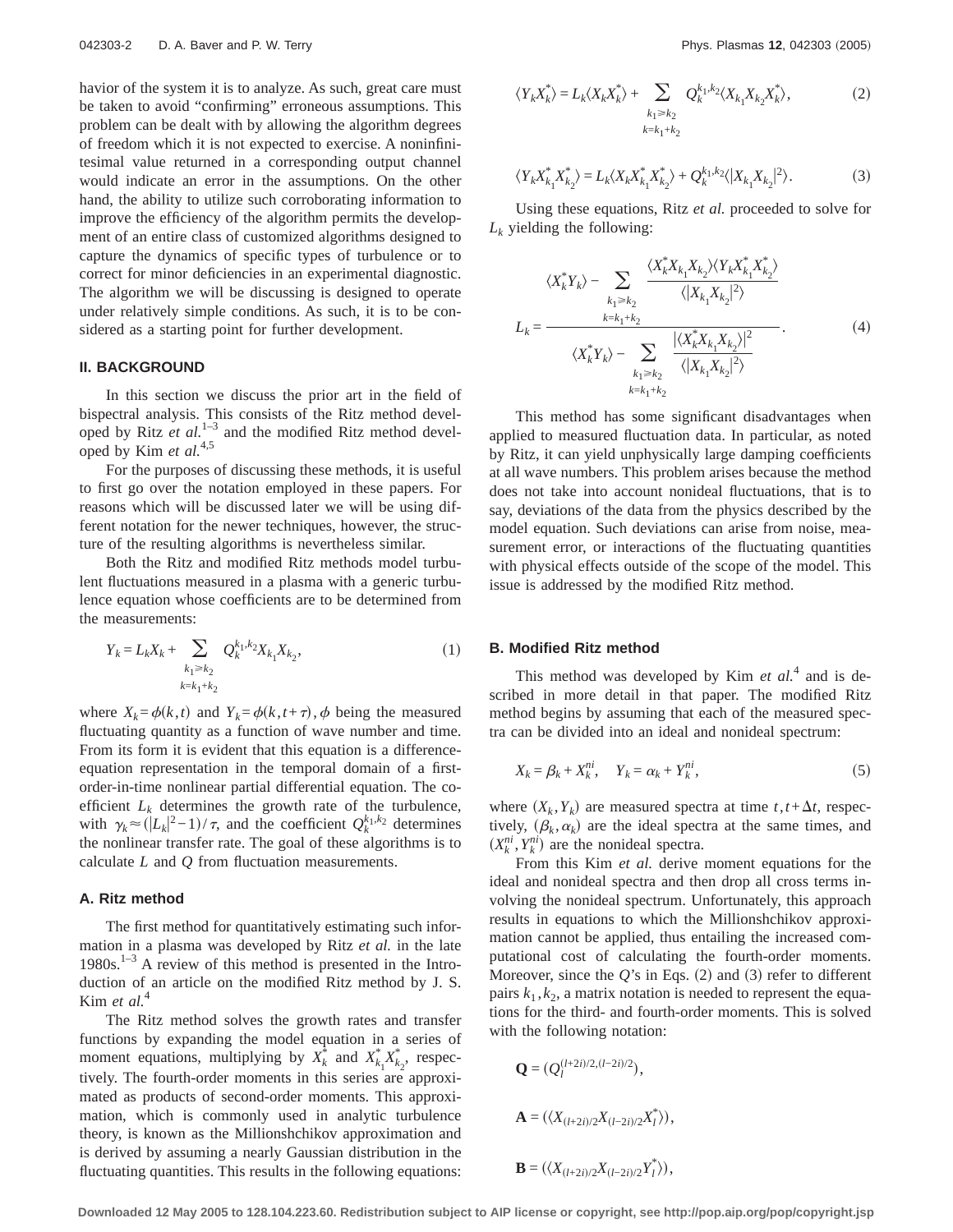havior of the system it is to analyze. As such, great care must be taken to avoid "confirming" erroneous assumptions. This problem can be dealt with by allowing the algorithm degrees of freedom which it is not expected to exercise. A noninfinitesimal value returned in a corresponding output channel would indicate an error in the assumptions. On the other hand, the ability to utilize such corroborating information to improve the efficiency of the algorithm permits the development of an entire class of customized algorithms designed to capture the dynamics of specific types of turbulence or to correct for minor deficiencies in an experimental diagnostic. The algorithm we will be discussing is designed to operate under relatively simple conditions. As such, it is to be considered as a starting point for further development.

## II. BACKGROUND

In this section we discuss the prior art in the field of bispectral analysis. This consists of the Ritz method developed by Ritz *et al.*[1–3] and the modified Ritz method developed by Kim *et al.*[4,5]

For the purposes of discussing these methods, it is useful to first go over the notation employed in these papers. For reasons which will be discussed later we will be using different notation for the newer techniques, however, the structure of the resulting algorithms is nevertheless similar.

Both the Ritz and modified Ritz methods model turbulent fluctuations measured in a plasma with a generic turbulence equation whose coefficients are to be determined from the measurements:

$$Y_k = L_k X_k + \sum_{\substack{k_1 \geq k_2 \\ k = k_1 + k_2}} Q_k^{k_1,k_2} X_{k_1} X_{k_2}, \tag{1}$$

where $X_k = \phi(k,t)$ and $Y_k = \phi(k,t+\tau)$, $\phi$ being the measured fluctuating quantity as a function of wave number and time. From its form it is evident that this equation is a difference-equation representation in the temporal domain of a first-order-in-time nonlinear partial differential equation. The coefficient $L_k$ determines the growth rate of the turbulence, with $\gamma_k \approx (|L_k|^2 - 1)/\tau$, and the coefficient $Q_k^{k_1,k_2}$ determines the nonlinear transfer rate. The goal of these algorithms is to calculate $L$ and $Q$ from fluctuation measurements.

### A. Ritz method

The first method for quantitatively estimating such information in a plasma was developed by Ritz *et al.* in the late 1980s.[1–3] A review of this method is presented in the Introduction of an article on the modified Ritz method by J. S. Kim *et al.*[4]

The Ritz method solves the growth rates and transfer functions by expanding the model equation in a series of moment equations, multiplying by $X_k^*$ and $X_{k_1}^* X_{k_2}^*$, respectively. The fourth-order moments in this series are approximated as products of second-order moments. This approximation, which is commonly used in analytic turbulence theory, is known as the Millionshchikov approximation and is derived by assuming a nearly Gaussian distribution in the fluctuating quantities. This results in the following equations:

$$\langle Y_k X_k^* \rangle = L_k \langle X_k X_k^* \rangle + \sum_{\substack{k_1 \geq k_2 \\ k = k_1 + k_2}} Q_k^{k_1,k_2} \langle X_{k_1} X_{k_2} X_k^* \rangle, \tag{2}$$

$$\langle Y_k X_{k_1}^* X_{k_2}^* \rangle = L_k \langle X_k X_{k_1}^* X_{k_2}^* \rangle + Q_k^{k_1,k_2} \langle |X_{k_1} X_{k_2}|^2 \rangle. \tag{3}$$

Using these equations, Ritz *et al.* proceeded to solve for $L_k$ yielding the following:

$$L_k = \frac{\langle X_k^* Y_k \rangle - \sum\limits_{\substack{k_1 \geq k_2 \\ k = k_1 + k_2}} \dfrac{\langle X_k^* X_{k_1} X_{k_2} \rangle \langle Y_k X_{k_1}^* X_{k_2}^* \rangle}{\langle |X_{k_1} X_{k_2}|^2 \rangle}}{\langle X_k^* Y_k \rangle - \sum\limits_{\substack{k_1 \geq k_2 \\ k = k_1 + k_2}} \dfrac{|\langle X_k^* X_{k_1} X_{k_2} \rangle|^2}{\langle |X_{k_1} X_{k_2}|^2 \rangle}}. \tag{4}$$

This method has some significant disadvantages when applied to measured fluctuation data. In particular, as noted by Ritz, it can yield unphysically large damping coefficients at all wave numbers. This problem arises because the method does not take into account nonideal fluctuations, that is to say, deviations of the data from the physics described by the model equation. Such deviations can arise from noise, measurement error, or interactions of the fluctuating quantities with physical effects outside of the scope of the model. This issue is addressed by the modified Ritz method.

### B. Modified Ritz method

This method was developed by Kim *et al.*[4] and is described in more detail in that paper. The modified Ritz method begins by assuming that each of the measured spectra can be divided into an ideal and nonideal spectrum:

$$X_k = \beta_k + X_k^{ni}, \quad Y_k = \alpha_k + Y_k^{ni}, \tag{5}$$

where $(X_k, Y_k)$ are measured spectra at time $t, t+\Delta t$, respectively, $(\beta_k, \alpha_k)$ are the ideal spectra at the same times, and $(X_k^{ni}, Y_k^{ni})$ are the nonideal spectra.

From this Kim *et al.* derive moment equations for the ideal and nonideal spectra and then drop all cross terms involving the nonideal spectrum. Unfortunately, this approach results in equations to which the Millionshchikov approximation cannot be applied, thus entailing the increased computational cost of calculating the fourth-order moments. Moreover, since the $Q$'s in Eqs. (2) and (3) refer to different pairs $k_1, k_2$, a matrix notation is needed to represent the equations for the third- and fourth-order moments. This is solved with the following notation:

$$\mathbf{Q} = (Q_l^{(l+2i)/2,(l-2i)/2}),$$

$$\mathbf{A} = (\langle X_{(l+2i)/2} X_{(l-2i)/2} X_l^* \rangle),$$

$$\mathbf{B} = (\langle X_{(l+2i)/2} X_{(l-2i)/2} Y_l^* \rangle),$$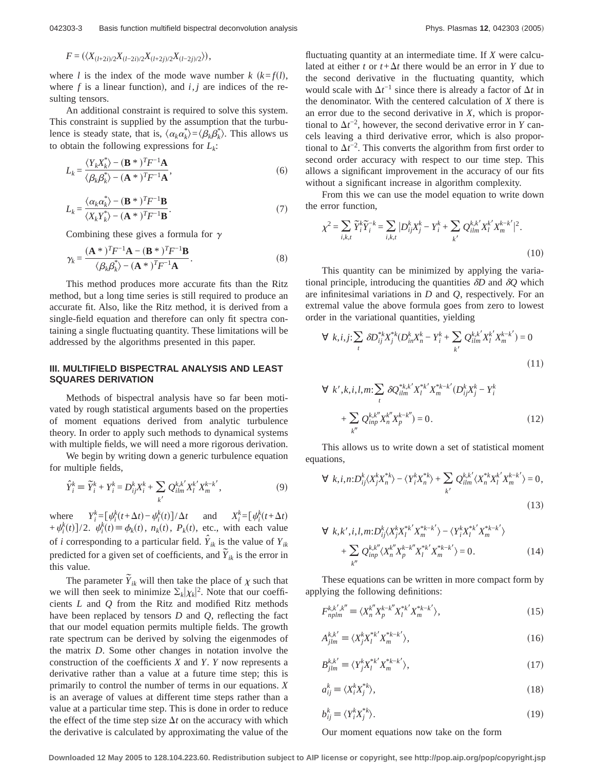$$F = (\langle X_{(l+2i)/2} X_{(l-2i)/2} X_{(l+2j)/2} X_{(l-2j)/2} \rangle),$$

where $l$ is the index of the mode wave number $k$ ($k=f(l)$, where $f$ is a linear function), and $i,j$ are indices of the resulting tensors.

An additional constraint is required to solve this system. This constraint is supplied by the assumption that the turbulence is steady state, that is, $\langle \alpha_k \alpha_k^* \rangle = \langle \beta_k \beta_k^* \rangle$. This allows us to obtain the following expressions for $L_k$:

$$L_k = \frac{\langle Y_k X_k^* \rangle - (\mathbf{B}*)^T F^{-1} \mathbf{A}}{\langle \beta_k \beta_k^* \rangle - (\mathbf{A}*)^T F^{-1} \mathbf{A}}, \tag{6}$$

$$L_k = \frac{\langle \alpha_k \alpha_k^* \rangle - (\mathbf{B}*)^T F^{-1} \mathbf{B}}{\langle X_k Y_k^* \rangle - (\mathbf{A}*)^T F^{-1} \mathbf{B}}. \tag{7}$$

Combining these gives a formula for $\gamma$

$$\gamma_k = \frac{(\mathbf{A}*)^T F^{-1} \mathbf{A} - (\mathbf{B}*)^T F^{-1} \mathbf{B}}{\langle \beta_k \beta_k^* \rangle - (\mathbf{A}*)^T F^{-1} \mathbf{A}}. \tag{8}$$

This method produces more accurate fits than the Ritz method, but a long time series is still required to produce an accurate fit. Also, like the Ritz method, it is derived from a single-field equation and therefore can only fit spectra containing a single fluctuating quantity. These limitations will be addressed by the algorithms presented in this paper.

## III. MULTIFIELD BISPECTRAL ANALYSIS AND LEAST SQUARES DERIVATION

Methods of bispectral analysis have so far been motivated by rough statistical arguments based on the properties of moment equations derived from analytic turbulence theory. In order to apply such methods to dynamical systems with multiple fields, we will need a more rigorous derivation.

We begin by writing down a generic turbulence equation for multiple fields,

$$\hat{Y}_i^k \equiv \tilde{Y}_i^k + Y_i^k = D_{ij}^k X_i^k + \sum_{k'} Q_{ilm}^{k,k'} X_l^{k'} X_m^{k-k'}, \tag{9}$$

where $Y_i^k = [\psi_i^k(t+\Delta t) - \psi_i^k(t)]/\Delta t$ and $X_i^k = [\psi_i^k(t+\Delta t) + \psi_i^k(t)]/2$. $\psi_i^k(t) \equiv \phi_k(t)$, $n_k(t)$, $P_k(t)$, etc., with each value of $i$ corresponding to a particular field. $\hat{Y}_{ik}$ is the value of $Y_{ik}$ predicted for a given set of coefficients, and $\tilde{Y}_{ik}$ is the error in this value.

The parameter $\tilde{Y}_{ik}$ will then take the place of $\chi$ such that we will then seek to minimize $\Sigma_k |\chi_k|^2$. Note that our coefficients $L$ and $Q$ from the Ritz and modified Ritz methods have been replaced by tensors $D$ and $Q$, reflecting the fact that our model equation permits multiple fields. The growth rate spectrum can be derived by solving the eigenmodes of the matrix $D$. Some other changes in notation involve the construction of the coefficients $X$ and $Y$. $Y$ now represents a derivative rather than a value at a future time step; this is primarily to control the number of terms in our equations. $X$ is an average of values at different time steps rather than a value at a particular time step. This is done in order to reduce the effect of the time step size $\Delta t$ on the accuracy with which the derivative is calculated by approximating the value of the fluctuating quantity at an intermediate time. If $X$ were calculated at either $t$ or $t+\Delta t$ there would be an error in $Y$ due to the second derivative in the fluctuating quantity, which would scale with $\Delta t^{-1}$ since there is already a factor of $\Delta t$ in the denominator. With the centered calculation of $X$ there is an error due to the second derivative in $X$, which is proportional to $\Delta t^{-2}$, however, the second derivative error in $Y$ cancels leaving a third derivative error, which is also proportional to $\Delta t^{-2}$. This converts the algorithm from first order to second order accuracy with respect to our time step. This allows a significant improvement in the accuracy of our fits without a significant increase in algorithm complexity.

From this we can use the model equation to write down the error function,

$$\chi^2 = \sum_{i,k,t} \tilde{Y}_i^k \tilde{Y}_i^{-k} = \sum_{i,k,t} |D_{ij}^k X_j^k - Y_i^k + \sum_{k'} Q_{ilm}^{k,k'} X_l^{k'} X_m^{k-k'}|^2. \tag{10}$$

This quantity can be minimized by applying the variational principle, introducing the quantities $\delta D$ and $\delta Q$ which are infinitesimal variations in $D$ and $Q$, respectively. For an extremal value the above formula goes from zero to lowest order in the variational quantities, yielding

$$\forall\ k,i,j: \sum_t \delta D_{ij}^{*k} X_j^{*k} (D_{in}^k X_n^k - Y_i^k + \sum_{k'} Q_{ilm}^{k,k'} X_l^{k'} X_m^{k-k'}) = 0 \tag{11}$$

$$\forall\ k',k,i,l,m: \sum_t \delta Q_{ilm}^{*k,k'} X_l^{*k'} X_m^{*k-k'} (D_{ij}^k X_j^k - Y_i^k + \sum_{k''} Q_{inp}^{k,k''} X_n^{k''} X_p^{k-k''}) = 0. \tag{12}$$

This allows us to write down a set of statistical moment equations,

$$\forall\ k,i,n: D_{ij}^k \langle X_j^k X_n^{*k} \rangle - \langle Y_i^k X_n^{*k} \rangle + \sum_{k'} Q_{ilm}^{k,k'} \langle X_n^{*k} X_l^{k'} X_m^{k-k'} \rangle = 0, \tag{13}$$

$$\forall\ k,k',i,l,m: D_{ij}^k \langle X_j^k X_l^{*k'} X_m^{*k-k'} \rangle - \langle Y_i^k X_l^{*k'} X_m^{*k-k'} \rangle + \sum_{k''} Q_{inp}^{k,k''} \langle X_n^{k''} X_p^{k-k''} X_l^{*k'} X_m^{*k-k'} \rangle = 0. \tag{14}$$

These equations can be written in more compact form by applying the following definitions:

$$F_{nplm}^{k,k',k''} \equiv \langle X_n^{k''} X_p^{k-k''} X_l^{*k'} X_m^{*k-k'} \rangle, \tag{15}$$

$$A_{jlm}^{k,k'} \equiv \langle X_j^k X_l^{*k'} X_m^{*k-k'} \rangle, \tag{16}$$

$$B_{jlm}^{k,k'} \equiv \langle Y_j^k X_l^{*k'} X_m^{*k-k'} \rangle, \tag{17}$$

$$a_{ij}^k \equiv \langle X_i^k X_j^{*k} \rangle, \tag{18}$$

$$b_{ij}^k \equiv \langle Y_i^k X_j^{*k} \rangle. \tag{19}$$

Our moment equations now take on the form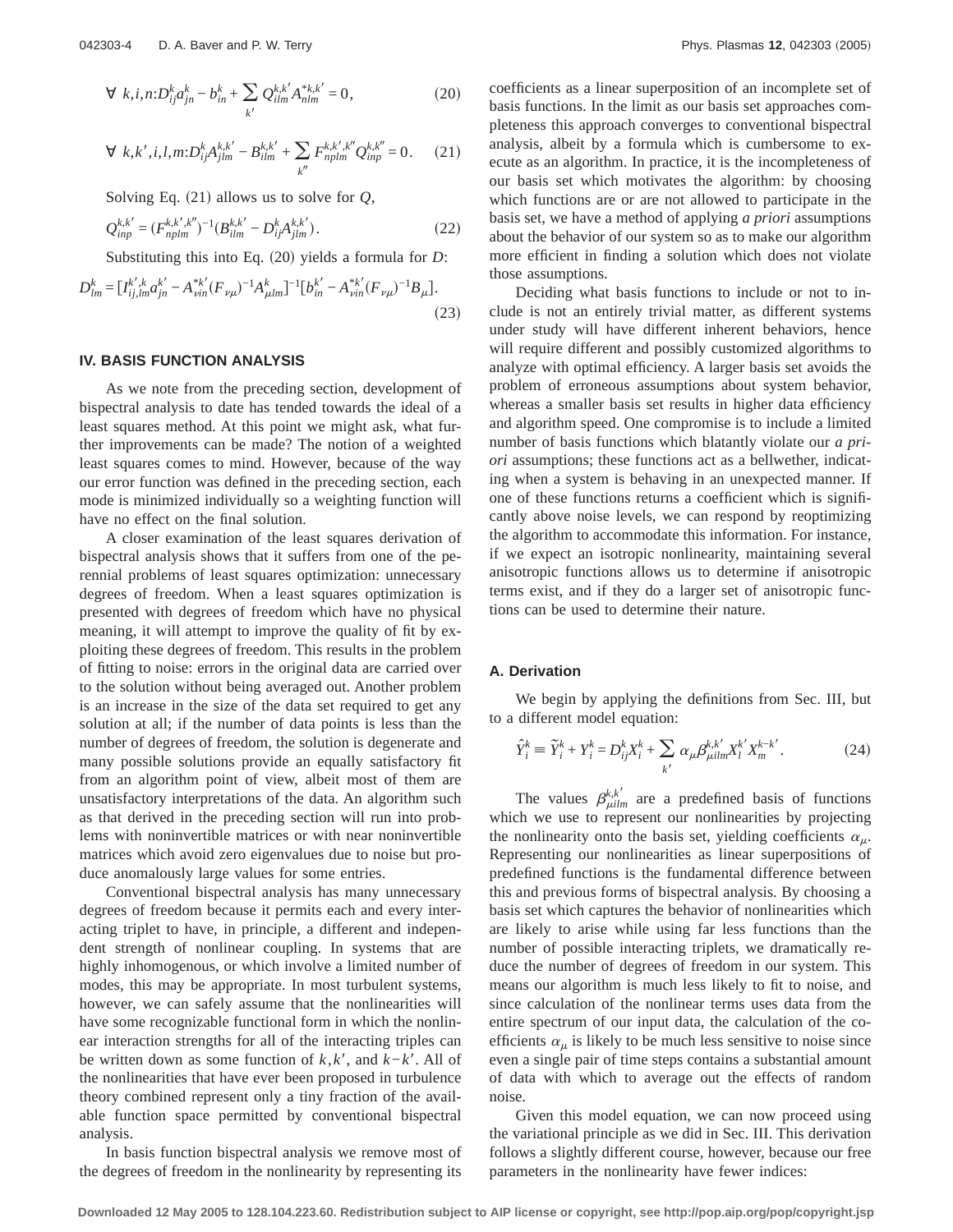$$\forall\ k,i,n{:}D^k_{ij}a^k_{jn} - b^k_{in} + \sum_{k'} Q^{k,k'}_{ilm} A^{*k,k'}_{nlm} = 0, \tag{20}$$

$$\forall\ k,k',i,l,m{:}D^k_{ij}A^{k,k'}_{jlm} - B^{k,k'}_{ilm} + \sum_{k''} F^{k,k',k''}_{nplm} Q^{k,k''}_{inp} = 0. \tag{21}$$

Solving Eq. (21) allows us to solve for $Q$,

$$Q^{k,k'}_{inp} = (F^{k,k',k''}_{nplm})^{-1}(B^{k,k'}_{ilm} - D^k_{ij}A^{k,k'}_{jlm}). \tag{22}$$

Substituting this into Eq. (20) yields a formula for $D$:

$$D^k_{lm} = [I^{k',k}_{ij,lm}a^{k'}_{jn} - A^{*k'}_{\nu in}(F_{\nu\mu})^{-1}A^k_{\mu lm}]^{-1}[b^{k'}_{in} - A^{*k'}_{\nu in}(F_{\nu\mu})^{-1}B_\mu]. \tag{23}$$

## IV. BASIS FUNCTION ANALYSIS

As we note from the preceding section, development of bispectral analysis to date has tended towards the ideal of a least squares method. At this point we might ask, what further improvements can be made? The notion of a weighted least squares comes to mind. However, because of the way our error function was defined in the preceding section, each mode is minimized individually so a weighting function will have no effect on the final solution.

A closer examination of the least squares derivation of bispectral analysis shows that it suffers from one of the perennial problems of least squares optimization: unnecessary degrees of freedom. When a least squares optimization is presented with degrees of freedom which have no physical meaning, it will attempt to improve the quality of fit by exploiting these degrees of freedom. This results in the problem of fitting to noise: errors in the original data are carried over to the solution without being averaged out. Another problem is an increase in the size of the data set required to get any solution at all; if the number of data points is less than the number of degrees of freedom, the solution is degenerate and many possible solutions provide an equally satisfactory fit from an algorithm point of view, albeit most of them are unsatisfactory interpretations of the data. An algorithm such as that derived in the preceding section will run into problems with noninvertible matrices or with near noninvertible matrices which avoid zero eigenvalues due to noise but produce anomalously large values for some entries.

Conventional bispectral analysis has many unnecessary degrees of freedom because it permits each and every interacting triplet to have, in principle, a different and independent strength of nonlinear coupling. In systems that are highly inhomogenous, or which involve a limited number of modes, this may be appropriate. In most turbulent systems, however, we can safely assume that the nonlinearities will have some recognizable functional form in which the nonlinear interaction strengths for all of the interacting triples can be written down as some function of $k,k'$, and $k-k'$. All of the nonlinearities that have ever been proposed in turbulence theory combined represent only a tiny fraction of the available function space permitted by conventional bispectral analysis.

In basis function bispectral analysis we remove most of the degrees of freedom in the nonlinearity by representing its coefficients as a linear superposition of an incomplete set of basis functions. In the limit as our basis set approaches completeness this approach converges to conventional bispectral analysis, albeit by a formula which is cumbersome to execute as an algorithm. In practice, it is the incompleteness of our basis set which motivates the algorithm: by choosing which functions are or are not allowed to participate in the basis set, we have a method of applying *a priori* assumptions about the behavior of our system so as to make our algorithm more efficient in finding a solution which does not violate those assumptions.

Deciding what basis functions to include or not to include is not an entirely trivial matter, as different systems under study will have different inherent behaviors, hence will require different and possibly customized algorithms to analyze with optimal efficiency. A larger basis set avoids the problem of erroneous assumptions about system behavior, whereas a smaller basis set results in higher data efficiency and algorithm speed. One compromise is to include a limited number of basis functions which blatantly violate our *a priori* assumptions; these functions act as a bellwether, indicating when a system is behaving in an unexpected manner. If one of these functions returns a coefficient which is significantly above noise levels, we can respond by reoptimizing the algorithm to accommodate this information. For instance, if we expect an isotropic nonlinearity, maintaining several anisotropic functions allows us to determine if anisotropic terms exist, and if they do a larger set of anisotropic functions can be used to determine their nature.

### A. Derivation

We begin by applying the definitions from Sec. III, but to a different model equation:

$$\hat{Y}^k_i \equiv \tilde{Y}^k_i + Y^k_i = D^k_{ij}X^k_i + \sum_{k'} \alpha_\mu \beta^{k,k'}_{\mu ilm} X^{k'}_l X^{k-k'}_m. \tag{24}$$

The values $\beta^{k,k'}_{\mu ilm}$ are a predefined basis of functions which we use to represent our nonlinearities by projecting the nonlinearity onto the basis set, yielding coefficients $\alpha_\mu$. Representing our nonlinearities as linear superpositions of predefined functions is the fundamental difference between this and previous forms of bispectral analysis. By choosing a basis set which captures the behavior of nonlinearities which are likely to arise while using far less functions than the number of possible interacting triplets, we dramatically reduce the number of degrees of freedom in our system. This means our algorithm is much less likely to fit to noise, and since calculation of the nonlinear terms uses data from the entire spectrum of our input data, the calculation of the coefficients $\alpha_\mu$ is likely to be much less sensitive to noise since even a single pair of time steps contains a substantial amount of data with which to average out the effects of random noise.

Given this model equation, we can now proceed using the variational principle as we did in Sec. III. This derivation follows a slightly different course, however, because our free parameters in the nonlinearity have fewer indices: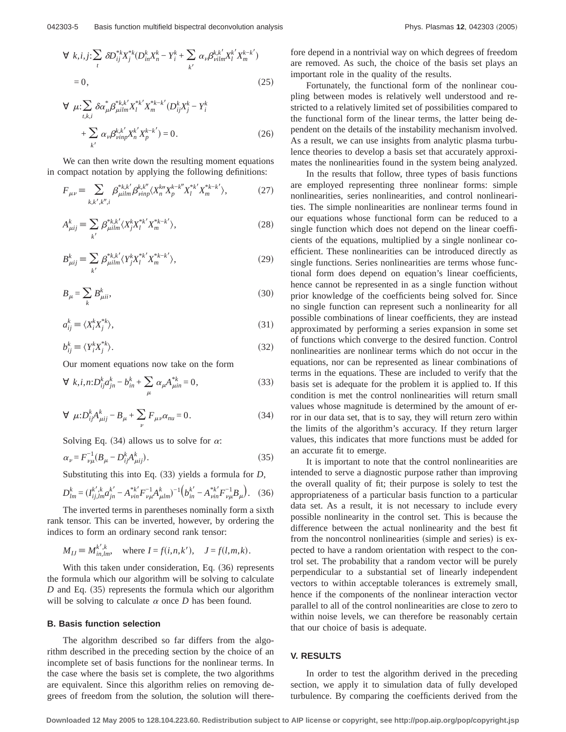$$\forall\ k,i,j{:}\sum_{t}\ \delta D_{ij}^{*k}X_j^{*k}\Big(D_{in}^kX_n^k - Y_i^k + \sum_{k'}\ \alpha_\nu\beta_{\nu ilm}^{k,k'}X_l^{k'}X_m^{k-k'}\Big) = 0, \tag{25}$$

$$\forall\ \mu{:}\sum_{t,k,i}\ \delta\alpha_\mu^*\beta_{\mu ilm}^{*k,k'}X_l^{*k'}X_m^{*k-k'}\Big(D_{ij}^kX_j^k - Y_i^k + \sum_{k'}\ \alpha_\nu\beta_{\nu inp}^{k,k'}X_n^{k'}X_p^{k-k'}\Big) = 0. \tag{26}$$

We can then write down the resulting moment equations in compact notation by applying the following definitions:

$$F_{\mu\nu} \equiv \sum_{k,k',k'',i}\ \beta_{\mu ilm}^{*k,k'}\beta_{\nu inp}^{k,k''}\langle X_n^{k''}X_p^{k-k''}X_l^{*k'}X_m^{*k-k'}\rangle, \tag{27}$$

$$A_{\mu ij}^k \equiv \sum_{k'}\ \beta_{\mu ilm}^{*k,k'}\langle X_j^kX_l^{*k'}X_m^{*k-k'}\rangle, \tag{28}$$

$$B_{\mu ij}^k \equiv \sum_{k'}\ \beta_{\mu ilm}^{*k,k'}\langle Y_j^kX_l^{*k'}X_m^{*k-k'}\rangle, \tag{29}$$

$$B_\mu = \sum_k\ B_{\mu ii}^k, \tag{30}$$

$$a_{ij}^k \equiv \langle X_i^kX_j^{*k}\rangle, \tag{31}$$

$$b_{ij}^k \equiv \langle Y_i^kX_j^{*k}\rangle. \tag{32}$$

Our moment equations now take on the form

$$\forall\ k,i,n{:}D_{ij}^ka_{jn}^k - b_{in}^k + \sum_\mu\ \alpha_\mu A_{\mu in}^{*k} = 0, \tag{33}$$

$$\forall\ \mu{:}D_{ij}^kA_{\mu ij}^k - B_\mu + \sum_\nu\ F_{\mu\nu}\alpha_{nu} = 0. \tag{34}$$

Solving Eq. (34) allows us to solve for $\alpha$:

$$\alpha_\nu = F_{\nu\mu}^{-1}(B_\mu - D_{ij}^kA_{\mu ij}^k). \tag{35}$$

Substituting this into Eq. (33) yields a formula for $D$,

$$D_{lm}^k = (I_{ij,lm}^{k',k}a_{jn}^{k'} - A_{\nu in}^{*k'}F_{\nu\mu}^{-1}A_{\mu lm}^k)^{-1}\Big(b_{in}^{k'} - A_{\nu in}^{*k'}F_{\nu\mu}^{-1}B_\mu\Big). \tag{36}$$

The inverted terms in parentheses nominally form a sixth rank tensor. This can be inverted, however, by ordering the indices to form an ordinary second rank tensor:

$$M_{IJ} \equiv M_{in,lm}^{k',k}, \quad \text{where } I = f(i,n,k'), \quad J = f(l,m,k).$$

With this taken under consideration, Eq. (36) represents the formula which our algorithm will be solving to calculate $D$ and Eq. (35) represents the formula which our algorithm will be solving to calculate $\alpha$ once $D$ has been found.

### B. Basis function selection

The algorithm described so far differs from the algorithm described in the preceding section by the choice of an incomplete set of basis functions for the nonlinear terms. In the case where the basis set is complete, the two algorithms are equivalent. Since this algorithm relies on removing degrees of freedom from the solution, the solution will therefore depend in a nontrivial way on which degrees of freedom are removed. As such, the choice of the basis set plays an important role in the quality of the results.

Fortunately, the functional form of the nonlinear coupling between modes is relatively well understood and restricted to a relatively limited set of possibilities compared to the functional form of the linear terms, the latter being dependent on the details of the instability mechanism involved. As a result, we can use insights from analytic plasma turbulence theories to develop a basis set that accurately approximates the nonlinearities found in the system being analyzed.

In the results that follow, three types of basis functions are employed representing three nonlinear forms: simple nonlinearities, series nonlinearities, and control nonlinearities. The simple nonlinearities are nonlinear terms found in our equations whose functional form can be reduced to a single function which does not depend on the linear coefficients of the equations, multiplied by a single nonlinear coefficient. These nonlinearities can be introduced directly as single functions. Series nonlinearities are terms whose functional form does depend on equation's linear coefficients, hence cannot be represented in as a single function without prior knowledge of the coefficients being solved for. Since no single function can represent such a nonlinearity for all possible combinations of linear coefficients, they are instead approximated by performing a series expansion in some set of functions which converge to the desired function. Control nonlinearities are nonlinear terms which do not occur in the equations, nor can be represented as linear combinations of terms in the equations. These are included to verify that the basis set is adequate for the problem it is applied to. If this condition is met the control nonlinearities will return small values whose magnitude is determined by the amount of error in our data set, that is to say, they will return zero within the limits of the algorithm's accuracy. If they return larger values, this indicates that more functions must be added for an accurate fit to emerge.

It is important to note that the control nonlinearities are intended to serve a diagnostic purpose rather than improving the overall quality of fit; their purpose is solely to test the appropriateness of a particular basis function to a particular data set. As a result, it is not necessary to include every possible nonlinearity in the control set. This is because the difference between the actual nonlinearity and the best fit from the noncontrol nonlinearities (simple and series) is expected to have a random orientation with respect to the control set. The probability that a random vector will be purely perpendicular to a substantial set of linearly independent vectors to within acceptable tolerances is extremely small, hence if the components of the nonlinear interaction vector parallel to all of the control nonlinearities are close to zero to within noise levels, we can therefore be reasonably certain that our choice of basis is adequate.

## V. RESULTS

In order to test the algorithm derived in the preceding section, we apply it to simulation data of fully developed turbulence. By comparing the coefficients derived from the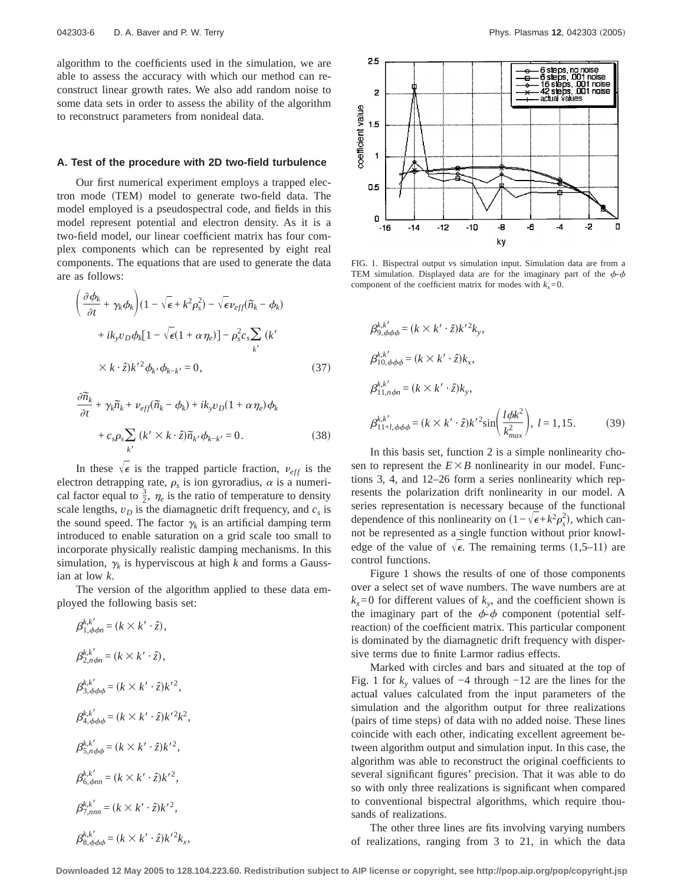algorithm to the coefficients used in the simulation, we are able to assess the accuracy with which our method can reconstruct linear growth rates. We also add random noise to some data sets in order to assess the ability of the algorithm to reconstruct parameters from nonideal data.

### A. Test of the procedure with 2D two-field turbulence

Our first numerical experiment employs a trapped electron mode (TEM) model to generate two-field data. The model employed is a pseudospectral code, and fields in this model represent potential and electron density. As it is a two-field model, our linear coefficient matrix has four complex components which can be represented by eight real components. The equations that are used to generate the data are as follows:

$$\left(\frac{\partial \phi_k}{\partial t} + \gamma_k \phi_k\right)(1 - \sqrt{\epsilon} + k^2\rho_s^2) - \sqrt{\epsilon}\nu_{eff}(\tilde{n}_k - \phi_k) + ik_y v_D \phi_k[1 - \sqrt{\epsilon}(1 + \alpha\eta_e)] - \rho_s^2 c_s \sum_{k'} (k' \times k \cdot \hat{z}) k'^2 \phi_{k'} \phi_{k-k'} = 0, \tag{37}$$

$$\frac{\partial \tilde{n}_k}{\partial t} + \gamma_k \tilde{n}_k + \nu_{eff}(\tilde{n}_k - \phi_k) + ik_y v_D (1 + \alpha\eta_e)\phi_k + c_s\rho_s \sum_{k'} (k' \times k \cdot \hat{z}) \tilde{n}_{k'} \phi_{k-k'} = 0. \tag{38}$$

In these $\sqrt{\epsilon}$ is the trapped particle fraction, $\nu_{eff}$ is the electron detrapping rate, $\rho_s$ is ion gyroradius, $\alpha$ is a numerical factor equal to $\frac{3}{2}$, $\eta_e$ is the ratio of temperature to density scale lengths, $v_D$ is the diamagnetic drift frequency, and $c_s$ is the sound speed. The factor $\gamma_k$ is an artificial damping term introduced to enable saturation on a grid scale too small to incorporate physically realistic damping mechanisms. In this simulation, $\gamma_k$ is hyperviscous at high $k$ and forms a Gaussian at low $k$.

The version of the algorithm applied to these data employed the following basis set:

$$\beta_{1,\phi\phi n}^{k,k'} = (k \times k' \cdot \hat{z}),$$

$$\beta_{2,n\phi n}^{k,k'} = (k \times k' \cdot \hat{z}),$$

$$\beta_{3,\phi\phi\phi}^{k,k'} = (k \times k' \cdot \hat{z})k'^2,$$

$$\beta_{4,\phi\phi\phi}^{k,k'} = (k \times k' \cdot \hat{z})k'^2 k^2,$$

$$\beta_{5,n\phi\phi}^{k,k'} = (k \times k' \cdot \hat{z})k'^2,$$

$$\beta_{6,\phi nn}^{k,k'} = (k \times k' \cdot \hat{z})k'^2,$$

$$\beta_{7,nnn}^{k,k'} = (k \times k' \cdot \hat{z})k'^2,$$

$$\beta_{8,\phi\phi\phi}^{k,k'} = (k \times k' \cdot \hat{z})k'^2 k_x,$$

$$\beta_{9,\phi\phi\phi}^{k,k'} = (k \times k' \cdot \hat{z})k'^2 k_y,$$

$$\beta_{10,\phi\phi\phi}^{k,k'} = (k \times k' \cdot \hat{z})k_x,$$

$$\beta_{11,n\phi n}^{k,k'} = (k \times k' \cdot \hat{z})k_y,$$

$$\beta_{11+l,\phi\phi\phi}^{k,k'} = (k \times k' \cdot \hat{z})k'^2 \sin\left(\frac{l\phi k^2}{k_{max}^2}\right), \quad l = 1,15. \tag{39}$$

In this basis set, function 2 is a simple nonlinearity chosen to represent the $E \times B$ nonlinearity in our model. Functions 3, 4, and 12–26 form a series nonlinearity which represents the polarization drift nonlinearity in our model. A series representation is necessary because of the functional dependence of this nonlinearity on $(1 - \sqrt{\epsilon} + k^2\rho_s^2)$, which cannot be represented as a single function without prior knowledge of the value of $\sqrt{\epsilon}$. The remaining terms (1,5–11) are control functions.

Figure 1 shows the results of one of those components over a select set of wave numbers. The wave numbers are at $k_x = 0$ for different values of $k_y$, and the coefficient shown is the imaginary part of the $\phi$-$\phi$ component (potential self-reaction) of the coefficient matrix. This particular component is dominated by the diamagnetic drift frequency with dispersive terms due to finite Larmor radius effects.

Marked with circles and bars and situated at the top of Fig. 1 for $k_y$ values of $-4$ through $-12$ are the lines for the actual values calculated from the input parameters of the simulation and the algorithm output for three realizations (pairs of time steps) of data with no added noise. These lines coincide with each other, indicating excellent agreement between algorithm output and simulation input. In this case, the algorithm was able to reconstruct the original coefficients to several significant figures' precision. That it was able to do so with only three realizations is significant when compared to conventional bispectral algorithms, which require thousands of realizations.

The other three lines are fits involving varying numbers of realizations, ranging from 3 to 21, in which the data

6 steps, no noise
6 steps, .001 noise
16 steps, .001 noise
42 steps, .001 noise
actual values
coefficient value
2.5
2
1.5
1
0.5
0
-16 -14 -12 -10 -8 -6 -4 -2 0
ky

FIG. 1. Bispectral output vs simulation input. Simulation data are from a TEM simulation. Displayed data are for the imaginary part of the $\phi$-$\phi$ component of the coefficient matrix for modes with $k_x = 0$.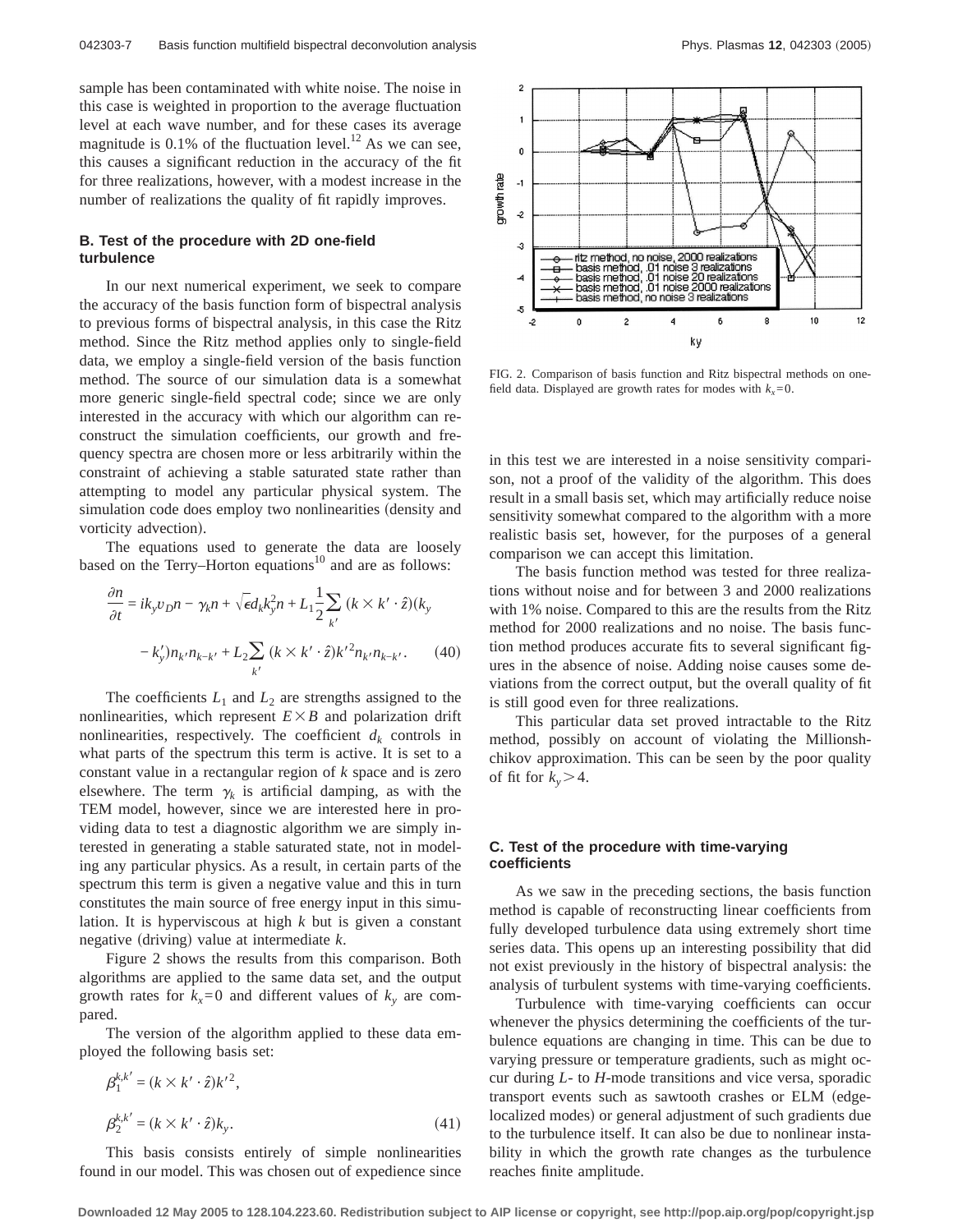sample has been contaminated with white noise. The noise in this case is weighted in proportion to the average fluctuation level at each wave number, and for these cases its average magnitude is 0.1% of the fluctuation level.[12] As we can see, this causes a significant reduction in the accuracy of the fit for three realizations, however, with a modest increase in the number of realizations the quality of fit rapidly improves.

### B. Test of the procedure with 2D one-field turbulence

In our next numerical experiment, we seek to compare the accuracy of the basis function form of bispectral analysis to previous forms of bispectral analysis, in this case the Ritz method. Since the Ritz method applies only to single-field data, we employ a single-field version of the basis function method. The source of our simulation data is a somewhat more generic single-field spectral code; since we are only interested in the accuracy with which our algorithm can reconstruct the simulation coefficients, our growth and frequency spectra are chosen more or less arbitrarily within the constraint of achieving a stable saturated state rather than attempting to model any particular physical system. The simulation code does employ two nonlinearities (density and vorticity advection).

The equations used to generate the data are loosely based on the Terry–Horton equations[10] and are as follows:

$$\frac{\partial n}{\partial t} = ik_y v_D n - \gamma_k n + \sqrt{\epsilon} d_k k_y^2 n + L_1 \frac{1}{2}\sum_{k'} (k \times k' \cdot \hat{z})(k_y - k'_y) n_{k'} n_{k-k'} + L_2 \sum_{k'} (k \times k' \cdot \hat{z}) k'^2 n_{k'} n_{k-k'}. \quad (40)$$

The coefficients $L_1$ and $L_2$ are strengths assigned to the nonlinearities, which represent $E\times B$ and polarization drift nonlinearities, respectively. The coefficient $d_k$ controls in what parts of the spectrum this term is active. It is set to a constant value in a rectangular region of $k$ space and is zero elsewhere. The term $\gamma_k$ is artificial damping, as with the TEM model, however, since we are interested here in providing data to test a diagnostic algorithm we are simply interested in generating a stable saturated state, not in modeling any particular physics. As a result, in certain parts of the spectrum this term is given a negative value and this in turn constitutes the main source of free energy input in this simulation. It is hyperviscous at high $k$ but is given a constant negative (driving) value at intermediate $k$.

Figure 2 shows the results from this comparison. Both algorithms are applied to the same data set, and the output growth rates for $k_x=0$ and different values of $k_y$ are compared.

The version of the algorithm applied to these data employed the following basis set:

$$\beta_1^{k,k'} = (k \times k' \cdot \hat{z}) k'^2,$$

$$\beta_2^{k,k'} = (k \times k' \cdot \hat{z}) k_y. \quad (41)$$

This basis consists entirely of simple nonlinearities found in our model. This was chosen out of expedience since in this test we are interested in a noise sensitivity comparison, not a proof of the validity of the algorithm. This does result in a small basis set, which may artificially reduce noise sensitivity somewhat compared to the algorithm with a more realistic basis set, however, for the purposes of a general comparison we can accept this limitation.

growth rate
ky
ritz method, no noise, 2000 realizations
basis method, .01 noise 3 realizations
basis method, .01 noise 20 realizations
basis method, .01 noise 2000 realizations
basis method, no noise 3 realizations

FIG. 2. Comparison of basis function and Ritz bispectral methods on one-field data. Displayed are growth rates for modes with $k_x=0$.

The basis function method was tested for three realizations without noise and for between 3 and 2000 realizations with 1% noise. Compared to this are the results from the Ritz method for 2000 realizations and no noise. The basis function method produces accurate fits to several significant figures in the absence of noise. Adding noise causes some deviations from the correct output, but the overall quality of fit is still good even for three realizations.

This particular data set proved intractable to the Ritz method, possibly on account of violating the Millionshchikov approximation. This can be seen by the poor quality of fit for $k_y > 4$.

### C. Test of the procedure with time-varying coefficients

As we saw in the preceding sections, the basis function method is capable of reconstructing linear coefficients from fully developed turbulence data using extremely short time series data. This opens up an interesting possibility that did not exist previously in the history of bispectral analysis: the analysis of turbulent systems with time-varying coefficients.

Turbulence with time-varying coefficients can occur whenever the physics determining the coefficients of the turbulence equations are changing in time. This can be due to varying pressure or temperature gradients, such as might occur during $L$- to $H$-mode transitions and vice versa, sporadic transport events such as sawtooth crashes or ELM (edge-localized modes) or general adjustment of such gradients due to the turbulence itself. It can also be due to nonlinear instability in which the growth rate changes as the turbulence reaches finite amplitude.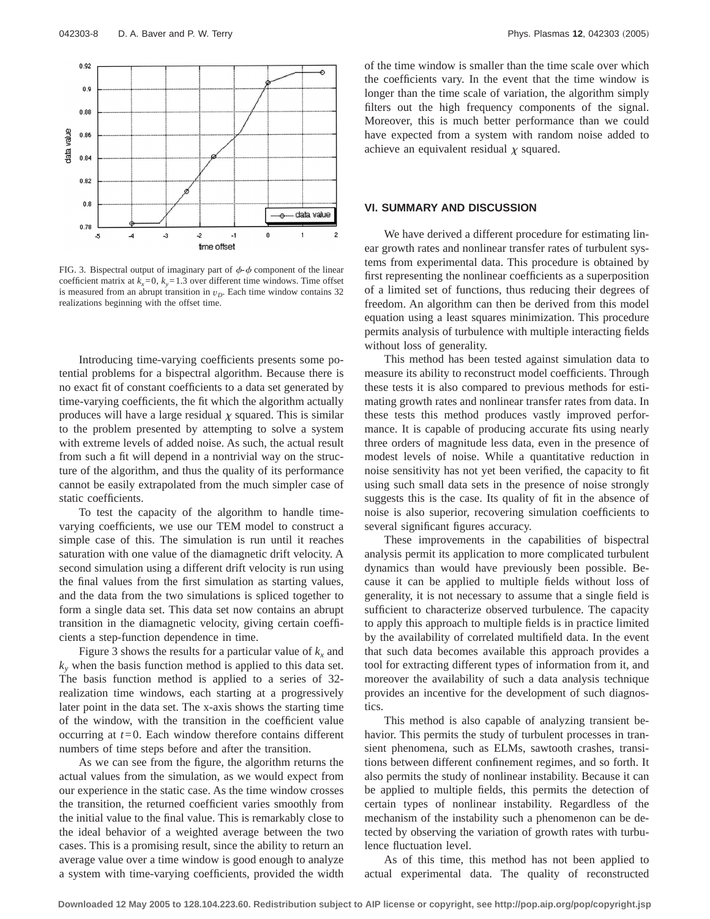0.92
0.9
0.88
0.86
0.84
0.82
0.8
0.78
data value
-5 -4 -3 -2 -1 0 1 2
time offset
data value

FIG. 3. Bispectral output of imaginary part of $\phi$-$\phi$ component of the linear coefficient matrix at $k_x=0$, $k_y=1.3$ over different time windows. Time offset is measured from an abrupt transition in $v_D$. Each time window contains 32 realizations beginning with the offset time.

Introducing time-varying coefficients presents some potential problems for a bispectral algorithm. Because there is no exact fit of constant coefficients to a data set generated by time-varying coefficients, the fit which the algorithm actually produces will have a large residual $\chi$ squared. This is similar to the problem presented by attempting to solve a system with extreme levels of added noise. As such, the actual result from such a fit will depend in a nontrivial way on the structure of the algorithm, and thus the quality of its performance cannot be easily extrapolated from the much simpler case of static coefficients.

To test the capacity of the algorithm to handle time-varying coefficients, we use our TEM model to construct a simple case of this. The simulation is run until it reaches saturation with one value of the diamagnetic drift velocity. A second simulation using a different drift velocity is run using the final values from the first simulation as starting values, and the data from the two simulations is spliced together to form a single data set. This data set now contains an abrupt transition in the diamagnetic velocity, giving certain coefficients a step-function dependence in time.

Figure 3 shows the results for a particular value of $k_x$ and $k_y$ when the basis function method is applied to this data set. The basis function method is applied to a series of 32-realization time windows, each starting at a progressively later point in the data set. The x-axis shows the starting time of the window, with the transition in the coefficient value occurring at $t=0$. Each window therefore contains different numbers of time steps before and after the transition.

As we can see from the figure, the algorithm returns the actual values from the simulation, as we would expect from our experience in the static case. As the time window crosses the transition, the returned coefficient varies smoothly from the initial value to the final value. This is remarkably close to the ideal behavior of a weighted average between the two cases. This is a promising result, since the ability to return an average value over a time window is good enough to analyze a system with time-varying coefficients, provided the width of the time window is smaller than the time scale over which the coefficients vary. In the event that the time window is longer than the time scale of variation, the algorithm simply filters out the high frequency components of the signal. Moreover, this is much better performance than we could have expected from a system with random noise added to achieve an equivalent residual $\chi$ squared.

## VI. SUMMARY AND DISCUSSION

We have derived a different procedure for estimating linear growth rates and nonlinear transfer rates of turbulent systems from experimental data. This procedure is obtained by first representing the nonlinear coefficients as a superposition of a limited set of functions, thus reducing their degrees of freedom. An algorithm can then be derived from this model equation using a least squares minimization. This procedure permits analysis of turbulence with multiple interacting fields without loss of generality.

This method has been tested against simulation data to measure its ability to reconstruct model coefficients. Through these tests it is also compared to previous methods for estimating growth rates and nonlinear transfer rates from data. In these tests this method produces vastly improved performance. It is capable of producing accurate fits using nearly three orders of magnitude less data, even in the presence of modest levels of noise. While a quantitative reduction in noise sensitivity has not yet been verified, the capacity to fit using such small data sets in the presence of noise strongly suggests this is the case. Its quality of fit in the absence of noise is also superior, recovering simulation coefficients to several significant figures accuracy.

These improvements in the capabilities of bispectral analysis permit its application to more complicated turbulent dynamics than would have previously been possible. Because it can be applied to multiple fields without loss of generality, it is not necessary to assume that a single field is sufficient to characterize observed turbulence. The capacity to apply this approach to multiple fields is in practice limited by the availability of correlated multifield data. In the event that such data becomes available this approach provides a tool for extracting different types of information from it, and moreover the availability of such a data analysis technique provides an incentive for the development of such diagnostics.

This method is also capable of analyzing transient behavior. This permits the study of turbulent processes in transient phenomena, such as ELMs, sawtooth crashes, transitions between different confinement regimes, and so forth. It also permits the study of nonlinear instability. Because it can be applied to multiple fields, this permits the detection of certain types of nonlinear instability. Regardless of the mechanism of the instability such a phenomenon can be detected by observing the variation of growth rates with turbulence fluctuation level.

As of this time, this method has not been applied to actual experimental data. The quality of reconstructed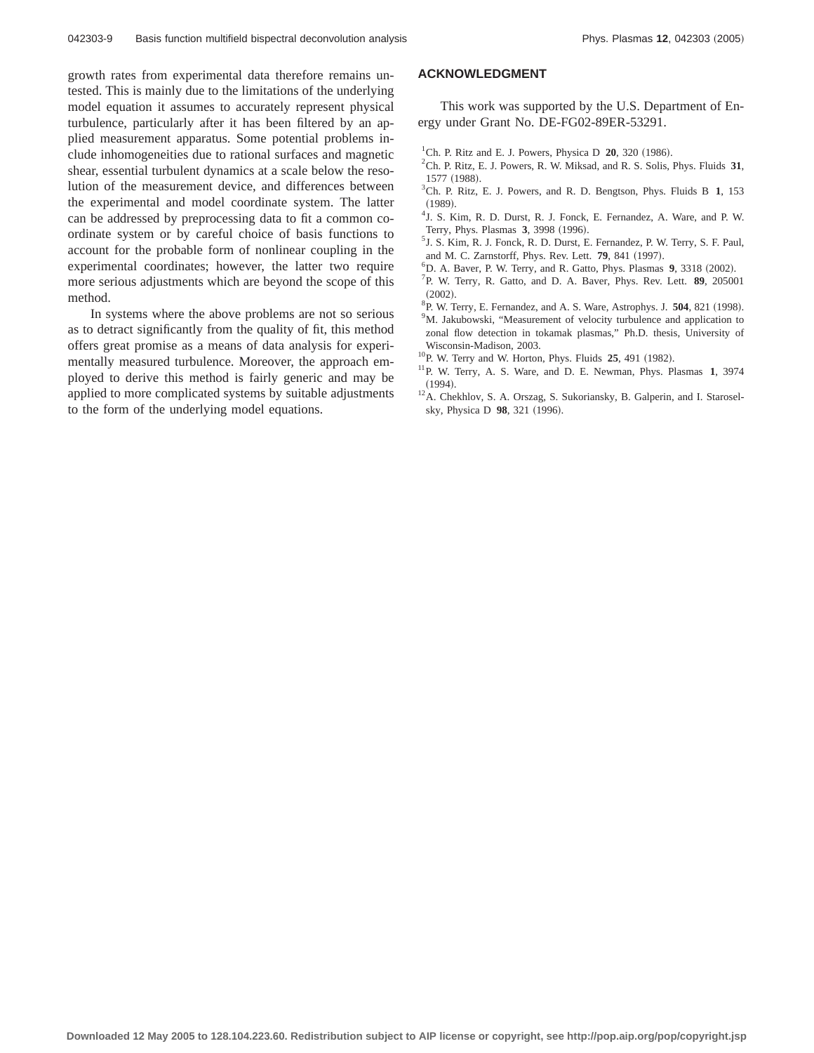growth rates from experimental data therefore remains untested. This is mainly due to the limitations of the underlying model equation it assumes to accurately represent physical turbulence, particularly after it has been filtered by an applied measurement apparatus. Some potential problems include inhomogeneities due to rational surfaces and magnetic shear, essential turbulent dynamics at a scale below the resolution of the measurement device, and differences between the experimental and model coordinate system. The latter can be addressed by preprocessing data to fit a common coordinate system or by careful choice of basis functions to account for the probable form of nonlinear coupling in the experimental coordinates; however, the latter two require more serious adjustments which are beyond the scope of this method.

In systems where the above problems are not so serious as to detract significantly from the quality of fit, this method offers great promise as a means of data analysis for experimentally measured turbulence. Moreover, the approach employed to derive this method is fairly generic and may be applied to more complicated systems by suitable adjustments to the form of the underlying model equations.

## ACKNOWLEDGMENT

This work was supported by the U.S. Department of Energy under Grant No. DE-FG02-89ER-53291.

[1] Ch. P. Ritz and E. J. Powers, Physica D **20**, 320 (1986).
[2] Ch. P. Ritz, E. J. Powers, R. W. Miksad, and R. S. Solis, Phys. Fluids **31**, 1577 (1988).
[3] Ch. P. Ritz, E. J. Powers, and R. D. Bengtson, Phys. Fluids B **1**, 153 (1989).
[4] J. S. Kim, R. D. Durst, R. J. Fonck, E. Fernandez, A. Ware, and P. W. Terry, Phys. Plasmas **3**, 3998 (1996).
[5] J. S. Kim, R. J. Fonck, R. D. Durst, E. Fernandez, P. W. Terry, S. F. Paul, and M. C. Zarnstorff, Phys. Rev. Lett. **79**, 841 (1997).
[6] D. A. Baver, P. W. Terry, and R. Gatto, Phys. Plasmas **9**, 3318 (2002).
[7] P. W. Terry, R. Gatto, and D. A. Baver, Phys. Rev. Lett. **89**, 205001 (2002).
[8] P. W. Terry, E. Fernandez, and A. S. Ware, Astrophys. J. **504**, 821 (1998).
[9] M. Jakubowski, "Measurement of velocity turbulence and application to zonal flow detection in tokamak plasmas," Ph.D. thesis, University of Wisconsin-Madison, 2003.
[10] P. W. Terry and W. Horton, Phys. Fluids **25**, 491 (1982).
[11] P. W. Terry, A. S. Ware, and D. E. Newman, Phys. Plasmas **1**, 3974 (1994).
[12] A. Chekhlov, S. A. Orszag, S. Sukoriansky, B. Galperin, and I. Staroselsky, Physica D **98**, 321 (1996).